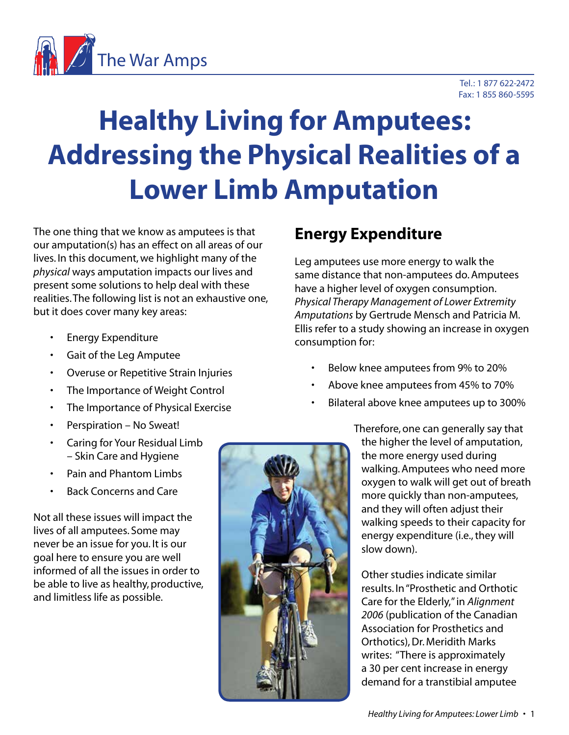The War Amps

Tel.: 1 877 622-2472
Fax: 1 855 860-5595

# Healthy Living for Amputees: Addressing the Physical Realities of a Lower Limb Amputation

The one thing that we know as amputees is that our amputation(s) has an effect on all areas of our lives. In this document, we highlight many of the *physical* ways amputation impacts our lives and present some solutions to help deal with these realities. The following list is not an exhaustive one, but it does cover many key areas:

- Energy Expenditure
- Gait of the Leg Amputee
- Overuse or Repetitive Strain Injuries
- The Importance of Weight Control
- The Importance of Physical Exercise
- Perspiration – No Sweat!
- Caring for Your Residual Limb – Skin Care and Hygiene
- Pain and Phantom Limbs
- Back Concerns and Care

Not all these issues will impact the lives of all amputees. Some may never be an issue for you. It is our goal here to ensure you are well informed of all the issues in order to be able to live as healthy, productive, and limitless life as possible.

## Energy Expenditure

Leg amputees use more energy to walk the same distance that non-amputees do. Amputees have a higher level of oxygen consumption. *Physical Therapy Management of Lower Extremity Amputations* by Gertrude Mensch and Patricia M. Ellis refer to a study showing an increase in oxygen consumption for:

- Below knee amputees from 9% to 20%
- Above knee amputees from 45% to 70%
- Bilateral above knee amputees up to 300%

Therefore, one can generally say that the higher the level of amputation, the more energy used during walking. Amputees who need more oxygen to walk will get out of breath more quickly than non-amputees, and they will often adjust their walking speeds to their capacity for energy expenditure (i.e., they will slow down).

Other studies indicate similar results. In "Prosthetic and Orthotic Care for the Elderly," in *Alignment 2006* (publication of the Canadian Association for Prosthetics and Orthotics), Dr. Meridith Marks writes: "There is approximately a 30 per cent increase in energy demand for a transtibial amputee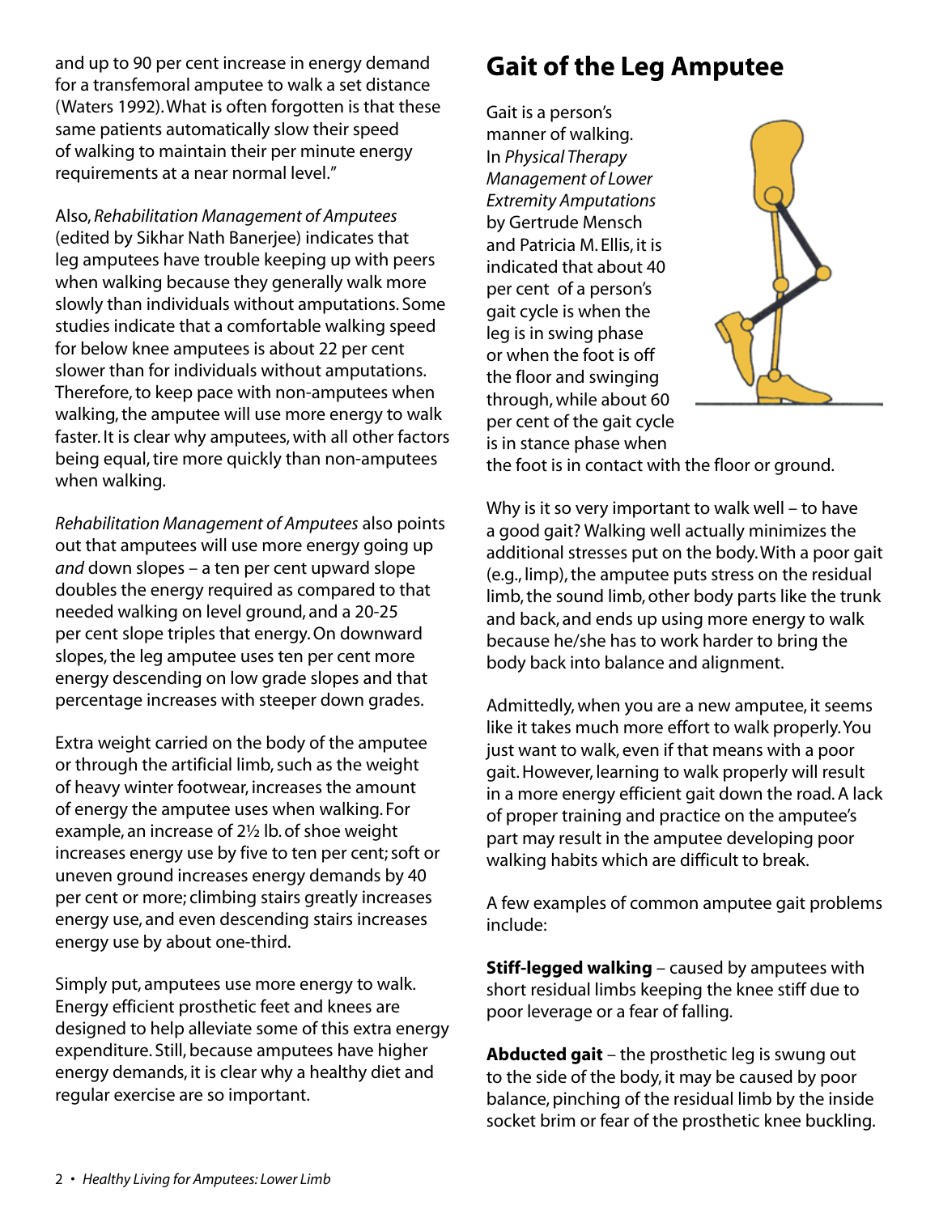and up to 90 per cent increase in energy demand for a transfemoral amputee to walk a set distance (Waters 1992). What is often forgotten is that these same patients automatically slow their speed of walking to maintain their per minute energy requirements at a near normal level."

Also, *Rehabilitation Management of Amputees* (edited by Sikhar Nath Banerjee) indicates that leg amputees have trouble keeping up with peers when walking because they generally walk more slowly than individuals without amputations. Some studies indicate that a comfortable walking speed for below knee amputees is about 22 per cent slower than for individuals without amputations. Therefore, to keep pace with non-amputees when walking, the amputee will use more energy to walk faster. It is clear why amputees, with all other factors being equal, tire more quickly than non-amputees when walking.

*Rehabilitation Management of Amputees* also points out that amputees will use more energy going up *and* down slopes – a ten per cent upward slope doubles the energy required as compared to that needed walking on level ground, and a 20-25 per cent slope triples that energy. On downward slopes, the leg amputee uses ten per cent more energy descending on low grade slopes and that percentage increases with steeper down grades.

Extra weight carried on the body of the amputee or through the artificial limb, such as the weight of heavy winter footwear, increases the amount of energy the amputee uses when walking. For example, an increase of 2½ lb. of shoe weight increases energy use by five to ten per cent; soft or uneven ground increases energy demands by 40 per cent or more; climbing stairs greatly increases energy use, and even descending stairs increases energy use by about one-third.

Simply put, amputees use more energy to walk. Energy efficient prosthetic feet and knees are designed to help alleviate some of this extra energy expenditure. Still, because amputees have higher energy demands, it is clear why a healthy diet and regular exercise are so important.

## Gait of the Leg Amputee

Gait is a person's manner of walking. In *Physical Therapy Management of Lower Extremity Amputations* by Gertrude Mensch and Patricia M. Ellis, it is indicated that about 40 per cent of a person's gait cycle is when the leg is in swing phase or when the foot is off the floor and swinging through, while about 60 per cent of the gait cycle is in stance phase when the foot is in contact with the floor or ground.

Why is it so very important to walk well – to have a good gait? Walking well actually minimizes the additional stresses put on the body. With a poor gait (e.g., limp), the amputee puts stress on the residual limb, the sound limb, other body parts like the trunk and back, and ends up using more energy to walk because he/she has to work harder to bring the body back into balance and alignment.

Admittedly, when you are a new amputee, it seems like it takes much more effort to walk properly. You just want to walk, even if that means with a poor gait. However, learning to walk properly will result in a more energy efficient gait down the road. A lack of proper training and practice on the amputee's part may result in the amputee developing poor walking habits which are difficult to break.

A few examples of common amputee gait problems include:

**Stiff-legged walking** – caused by amputees with short residual limbs keeping the knee stiff due to poor leverage or a fear of falling.

**Abducted gait** – the prosthetic leg is swung out to the side of the body, it may be caused by poor balance, pinching of the residual limb by the inside socket brim or fear of the prosthetic knee buckling.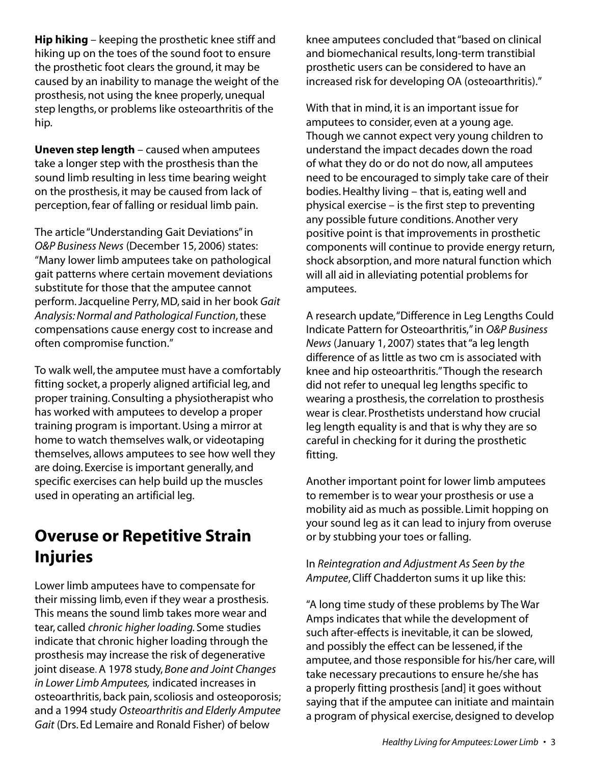**Hip hiking** – keeping the prosthetic knee stiff and hiking up on the toes of the sound foot to ensure the prosthetic foot clears the ground, it may be caused by an inability to manage the weight of the prosthesis, not using the knee properly, unequal step lengths, or problems like osteoarthritis of the hip.

**Uneven step length** – caused when amputees take a longer step with the prosthesis than the sound limb resulting in less time bearing weight on the prosthesis, it may be caused from lack of perception, fear of falling or residual limb pain.

The article "Understanding Gait Deviations" in *O&P Business News* (December 15, 2006) states: "Many lower limb amputees take on pathological gait patterns where certain movement deviations substitute for those that the amputee cannot perform. Jacqueline Perry, MD, said in her book *Gait Analysis: Normal and Pathological Function*, these compensations cause energy cost to increase and often compromise function."

To walk well, the amputee must have a comfortably fitting socket, a properly aligned artificial leg, and proper training. Consulting a physiotherapist who has worked with amputees to develop a proper training program is important. Using a mirror at home to watch themselves walk, or videotaping themselves, allows amputees to see how well they are doing. Exercise is important generally, and specific exercises can help build up the muscles used in operating an artificial leg.

## Overuse or Repetitive Strain Injuries

Lower limb amputees have to compensate for their missing limb, even if they wear a prosthesis. This means the sound limb takes more wear and tear, called *chronic higher loading.* Some studies indicate that chronic higher loading through the prosthesis may increase the risk of degenerative joint disease. A 1978 study, *Bone and Joint Changes in Lower Limb Amputees,* indicated increases in osteoarthritis, back pain, scoliosis and osteoporosis; and a 1994 study *Osteoarthritis and Elderly Amputee Gait* (Drs. Ed Lemaire and Ronald Fisher) of below knee amputees concluded that "based on clinical and biomechanical results, long-term transtibial prosthetic users can be considered to have an increased risk for developing OA (osteoarthritis)."

With that in mind, it is an important issue for amputees to consider, even at a young age. Though we cannot expect very young children to understand the impact decades down the road of what they do or do not do now, all amputees need to be encouraged to simply take care of their bodies. Healthy living – that is, eating well and physical exercise – is the first step to preventing any possible future conditions. Another very positive point is that improvements in prosthetic components will continue to provide energy return, shock absorption, and more natural function which will all aid in alleviating potential problems for amputees.

A research update, "Difference in Leg Lengths Could Indicate Pattern for Osteoarthritis," in *O&P Business News* (January 1, 2007) states that "a leg length difference of as little as two cm is associated with knee and hip osteoarthritis." Though the research did not refer to unequal leg lengths specific to wearing a prosthesis, the correlation to prosthesis wear is clear. Prosthetists understand how crucial leg length equality is and that is why they are so careful in checking for it during the prosthetic fitting.

Another important point for lower limb amputees to remember is to wear your prosthesis or use a mobility aid as much as possible. Limit hopping on your sound leg as it can lead to injury from overuse or by stubbing your toes or falling.

In *Reintegration and Adjustment As Seen by the Amputee*, Cliff Chadderton sums it up like this:

"A long time study of these problems by The War Amps indicates that while the development of such after-effects is inevitable, it can be slowed, and possibly the effect can be lessened, if the amputee, and those responsible for his/her care, will take necessary precautions to ensure he/she has a properly fitting prosthesis [and] it goes without saying that if the amputee can initiate and maintain a program of physical exercise, designed to develop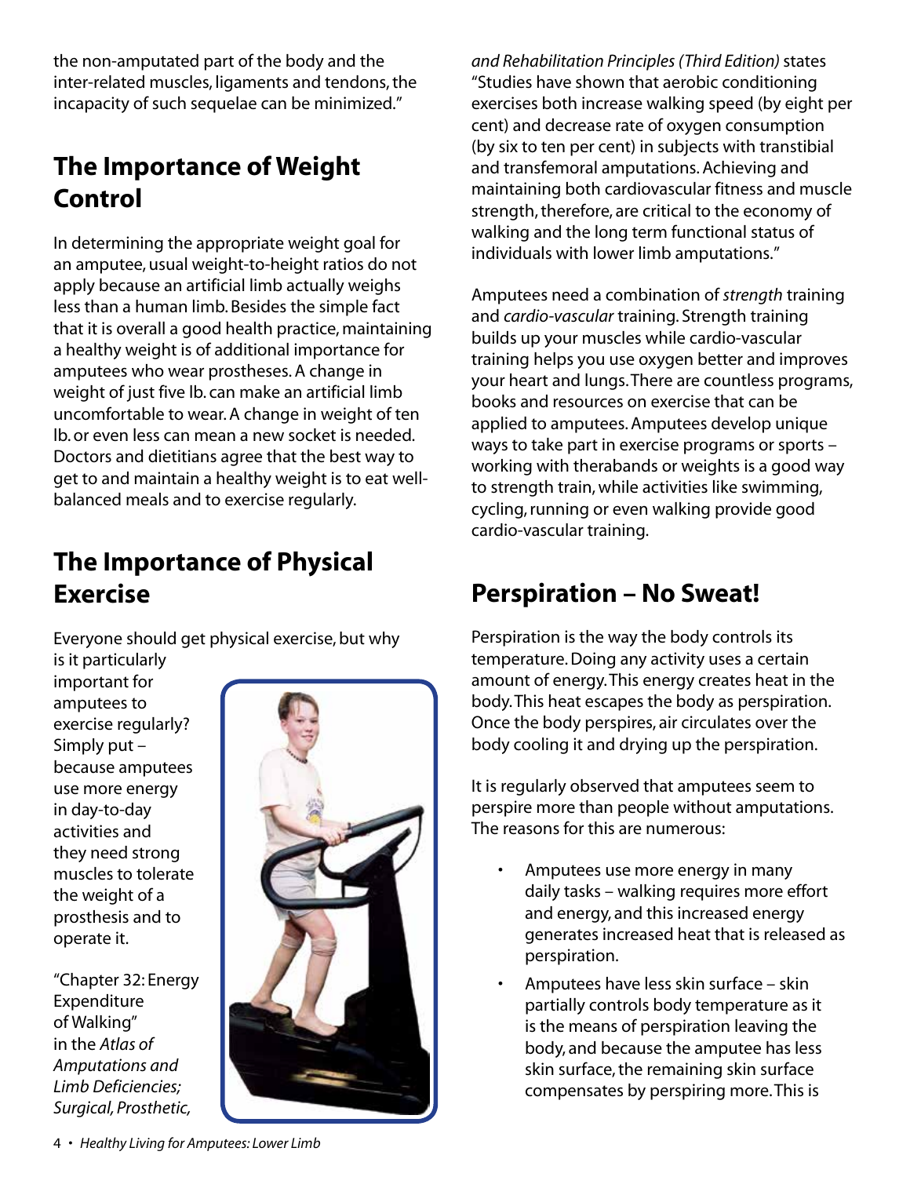the non-amputated part of the body and the inter-related muscles, ligaments and tendons, the incapacity of such sequelae can be minimized."

## The Importance of Weight Control

In determining the appropriate weight goal for an amputee, usual weight-to-height ratios do not apply because an artificial limb actually weighs less than a human limb. Besides the simple fact that it is overall a good health practice, maintaining a healthy weight is of additional importance for amputees who wear prostheses. A change in weight of just five lb. can make an artificial limb uncomfortable to wear. A change in weight of ten lb. or even less can mean a new socket is needed. Doctors and dietitians agree that the best way to get to and maintain a healthy weight is to eat well-balanced meals and to exercise regularly.

## The Importance of Physical Exercise

Everyone should get physical exercise, but why is it particularly important for amputees to exercise regularly? Simply put – because amputees use more energy in day-to-day activities and they need strong muscles to tolerate the weight of a prosthesis and to operate it.

"Chapter 32: Energy Expenditure of Walking" in the *Atlas of Amputations and Limb Deficiencies; Surgical, Prosthetic, and Rehabilitation Principles (Third Edition)* states "Studies have shown that aerobic conditioning exercises both increase walking speed (by eight per cent) and decrease rate of oxygen consumption (by six to ten per cent) in subjects with transtibial and transfemoral amputations. Achieving and maintaining both cardiovascular fitness and muscle strength, therefore, are critical to the economy of walking and the long term functional status of individuals with lower limb amputations."

Amputees need a combination of *strength* training and *cardio-vascular* training. Strength training builds up your muscles while cardio-vascular training helps you use oxygen better and improves your heart and lungs. There are countless programs, books and resources on exercise that can be applied to amputees. Amputees develop unique ways to take part in exercise programs or sports – working with therabands or weights is a good way to strength train, while activities like swimming, cycling, running or even walking provide good cardio-vascular training.

## Perspiration – No Sweat!

Perspiration is the way the body controls its temperature. Doing any activity uses a certain amount of energy. This energy creates heat in the body. This heat escapes the body as perspiration. Once the body perspires, air circulates over the body cooling it and drying up the perspiration.

It is regularly observed that amputees seem to perspire more than people without amputations. The reasons for this are numerous:

- Amputees use more energy in many daily tasks – walking requires more effort and energy, and this increased energy generates increased heat that is released as perspiration.
- Amputees have less skin surface – skin partially controls body temperature as it is the means of perspiration leaving the body, and because the amputee has less skin surface, the remaining skin surface compensates by perspiring more. This is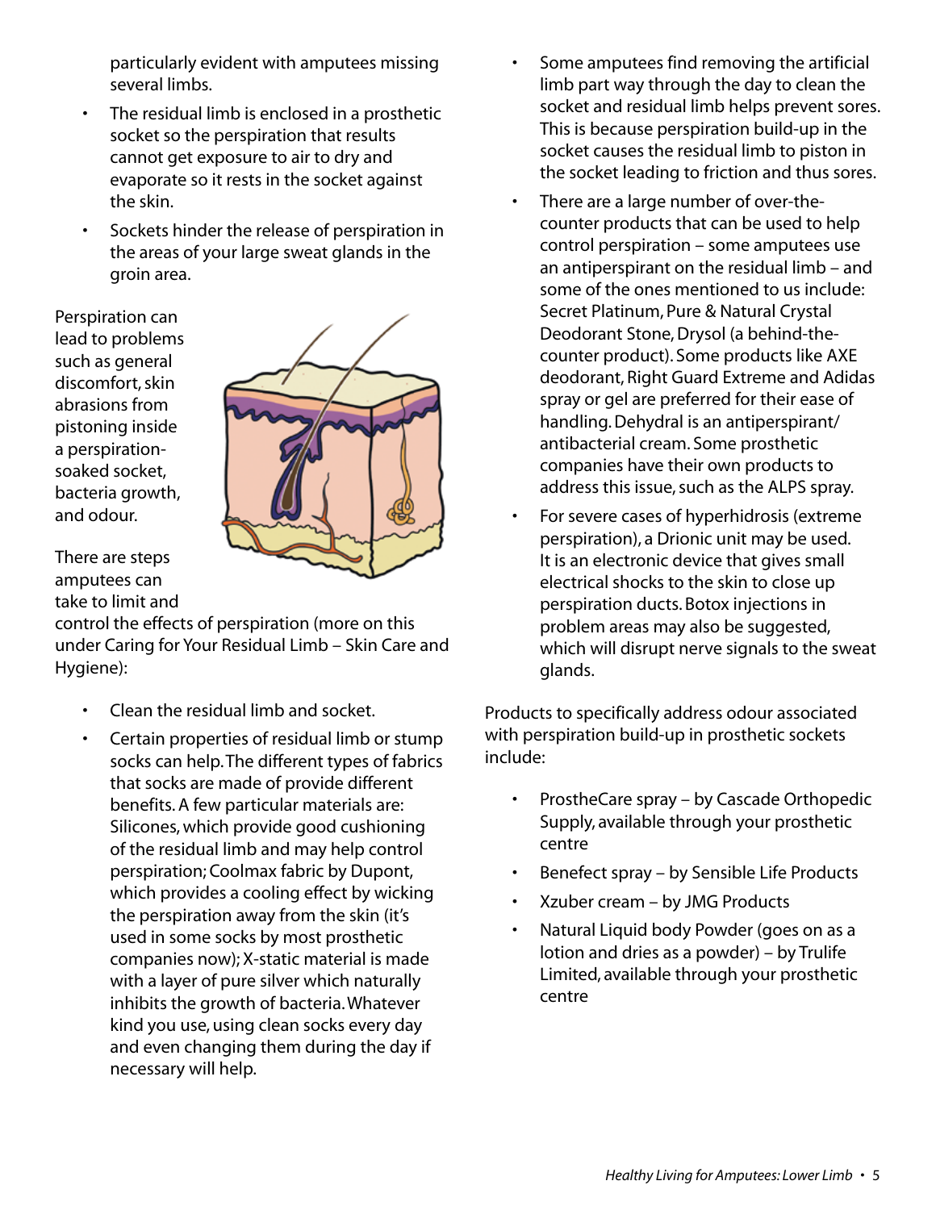particularly evident with amputees missing several limbs.

- The residual limb is enclosed in a prosthetic socket so the perspiration that results cannot get exposure to air to dry and evaporate so it rests in the socket against the skin.
- Sockets hinder the release of perspiration in the areas of your large sweat glands in the groin area.

Perspiration can lead to problems such as general discomfort, skin abrasions from pistoning inside a perspiration-soaked socket, bacteria growth, and odour.

There are steps amputees can take to limit and control the effects of perspiration (more on this under Caring for Your Residual Limb – Skin Care and Hygiene):

- Clean the residual limb and socket.
- Certain properties of residual limb or stump socks can help. The different types of fabrics that socks are made of provide different benefits. A few particular materials are: Silicones, which provide good cushioning of the residual limb and may help control perspiration; Coolmax fabric by Dupont, which provides a cooling effect by wicking the perspiration away from the skin (it's used in some socks by most prosthetic companies now); X-static material is made with a layer of pure silver which naturally inhibits the growth of bacteria. Whatever kind you use, using clean socks every day and even changing them during the day if necessary will help.
- Some amputees find removing the artificial limb part way through the day to clean the socket and residual limb helps prevent sores. This is because perspiration build-up in the socket causes the residual limb to piston in the socket leading to friction and thus sores.
- There are a large number of over-the-counter products that can be used to help control perspiration – some amputees use an antiperspirant on the residual limb – and some of the ones mentioned to us include: Secret Platinum, Pure & Natural Crystal Deodorant Stone, Drysol (a behind-the-counter product). Some products like AXE deodorant, Right Guard Extreme and Adidas spray or gel are preferred for their ease of handling. Dehydral is an antiperspirant/antibacterial cream. Some prosthetic companies have their own products to address this issue, such as the ALPS spray.
- For severe cases of hyperhidrosis (extreme perspiration), a Drionic unit may be used. It is an electronic device that gives small electrical shocks to the skin to close up perspiration ducts. Botox injections in problem areas may also be suggested, which will disrupt nerve signals to the sweat glands.

Products to specifically address odour associated with perspiration build-up in prosthetic sockets include:

- ProstheCare spray – by Cascade Orthopedic Supply, available through your prosthetic centre
- Benefect spray – by Sensible Life Products
- Xzuber cream – by JMG Products
- Natural Liquid body Powder (goes on as a lotion and dries as a powder) – by Trulife Limited, available through your prosthetic centre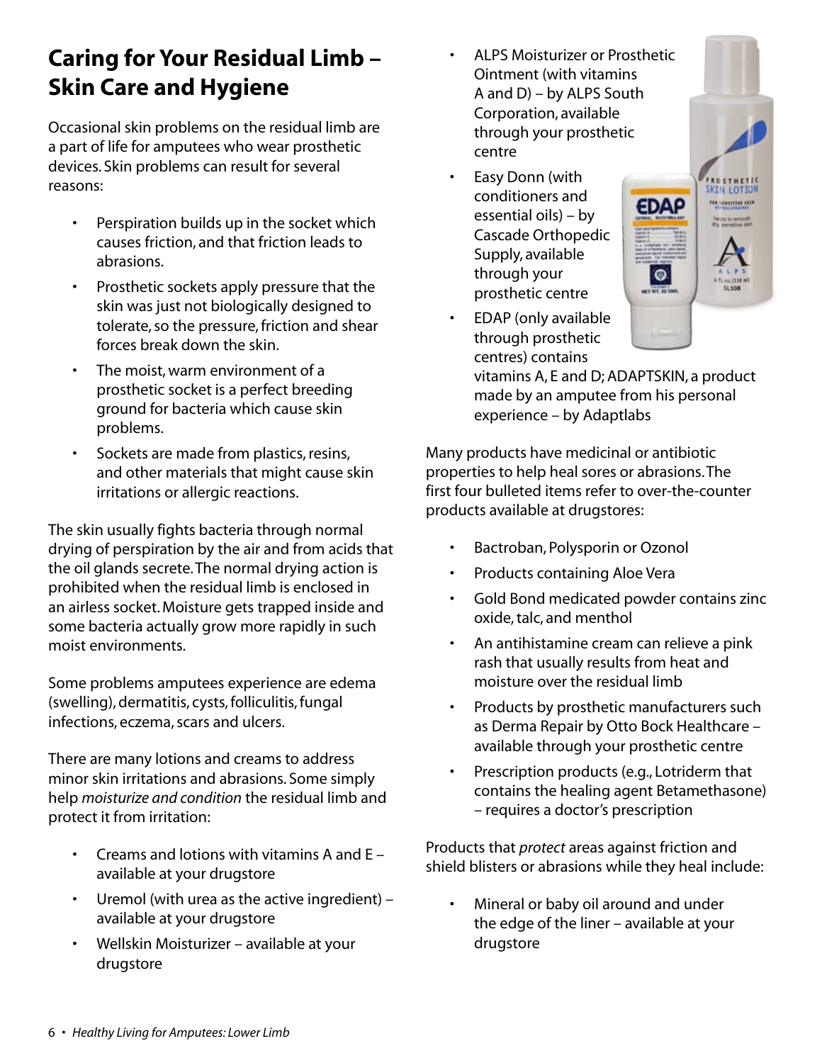# Caring for Your Residual Limb – Skin Care and Hygiene

Occasional skin problems on the residual limb are a part of life for amputees who wear prosthetic devices. Skin problems can result for several reasons:

- Perspiration builds up in the socket which causes friction, and that friction leads to abrasions.
- Prosthetic sockets apply pressure that the skin was just not biologically designed to tolerate, so the pressure, friction and shear forces break down the skin.
- The moist, warm environment of a prosthetic socket is a perfect breeding ground for bacteria which cause skin problems.
- Sockets are made from plastics, resins, and other materials that might cause skin irritations or allergic reactions.

The skin usually fights bacteria through normal drying of perspiration by the air and from acids that the oil glands secrete. The normal drying action is prohibited when the residual limb is enclosed in an airless socket. Moisture gets trapped inside and some bacteria actually grow more rapidly in such moist environments.

Some problems amputees experience are edema (swelling), dermatitis, cysts, folliculitis, fungal infections, eczema, scars and ulcers.

There are many lotions and creams to address minor skin irritations and abrasions. Some simply help *moisturize and condition* the residual limb and protect it from irritation:

- Creams and lotions with vitamins A and E – available at your drugstore
- Uremol (with urea as the active ingredient) – available at your drugstore
- Wellskin Moisturizer – available at your drugstore
- ALPS Moisturizer or Prosthetic Ointment (with vitamins A and D) – by ALPS South Corporation, available through your prosthetic centre
- Easy Donn (with conditioners and essential oils) – by Cascade Orthopedic Supply, available through your prosthetic centre
- EDAP (only available through prosthetic centres) contains vitamins A, E and D; ADAPTSKIN, a product made by an amputee from his personal experience – by Adaptlabs

Many products have medicinal or antibiotic properties to help heal sores or abrasions. The first four bulleted items refer to over-the-counter products available at drugstores:

- Bactroban, Polysporin or Ozonol
- Products containing Aloe Vera
- Gold Bond medicated powder contains zinc oxide, talc, and menthol
- An antihistamine cream can relieve a pink rash that usually results from heat and moisture over the residual limb
- Products by prosthetic manufacturers such as Derma Repair by Otto Bock Healthcare – available through your prosthetic centre
- Prescription products (e.g., Lotriderm that contains the healing agent Betamethasone) – requires a doctor's prescription

Products that *protect* areas against friction and shield blisters or abrasions while they heal include:

- Mineral or baby oil around and under the edge of the liner – available at your drugstore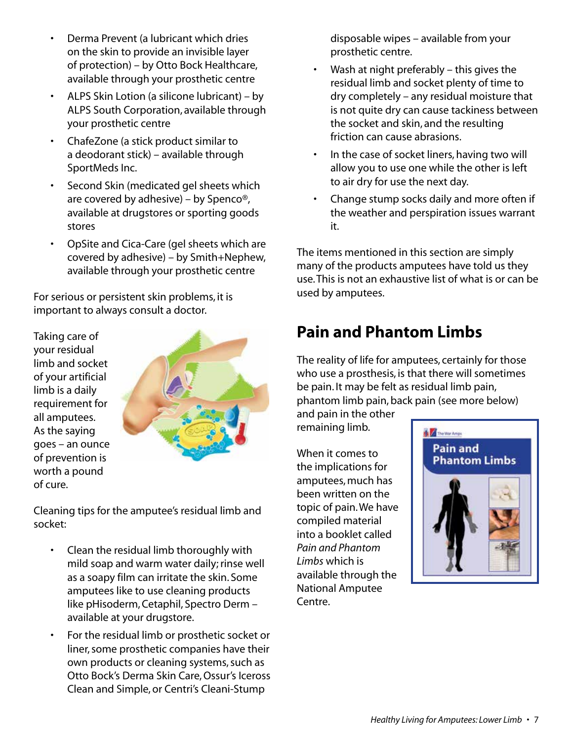- Derma Prevent (a lubricant which dries on the skin to provide an invisible layer of protection) – by Otto Bock Healthcare, available through your prosthetic centre
- ALPS Skin Lotion (a silicone lubricant) – by ALPS South Corporation, available through your prosthetic centre
- ChafeZone (a stick product similar to a deodorant stick) – available through SportMeds Inc.
- Second Skin (medicated gel sheets which are covered by adhesive) – by Spenco®, available at drugstores or sporting goods stores
- OpSite and Cica-Care (gel sheets which are covered by adhesive) – by Smith+Nephew, available through your prosthetic centre

For serious or persistent skin problems, it is important to always consult a doctor.

Taking care of your residual limb and socket of your artificial limb is a daily requirement for all amputees. As the saying goes – an ounce of prevention is worth a pound of cure.

Cleaning tips for the amputee's residual limb and socket:

- Clean the residual limb thoroughly with mild soap and warm water daily; rinse well as a soapy film can irritate the skin. Some amputees like to use cleaning products like pHisoderm, Cetaphil, Spectro Derm – available at your drugstore.
- For the residual limb or prosthetic socket or liner, some prosthetic companies have their own products or cleaning systems, such as Otto Bock's Derma Skin Care, Ossur's Iceross Clean and Simple, or Centri's Cleani-Stump disposable wipes – available from your prosthetic centre.
- Wash at night preferably – this gives the residual limb and socket plenty of time to dry completely – any residual moisture that is not quite dry can cause tackiness between the socket and skin, and the resulting friction can cause abrasions.
- In the case of socket liners, having two will allow you to use one while the other is left to air dry for use the next day.
- Change stump socks daily and more often if the weather and perspiration issues warrant it.

The items mentioned in this section are simply many of the products amputees have told us they use. This is not an exhaustive list of what is or can be used by amputees.

## Pain and Phantom Limbs

The reality of life for amputees, certainly for those who use a prosthesis, is that there will sometimes be pain. It may be felt as residual limb pain, phantom limb pain, back pain (see more below) and pain in the other remaining limb.

When it comes to the implications for amputees, much has been written on the topic of pain. We have compiled material into a booklet called *Pain and Phantom Limbs* which is available through the National Amputee Centre.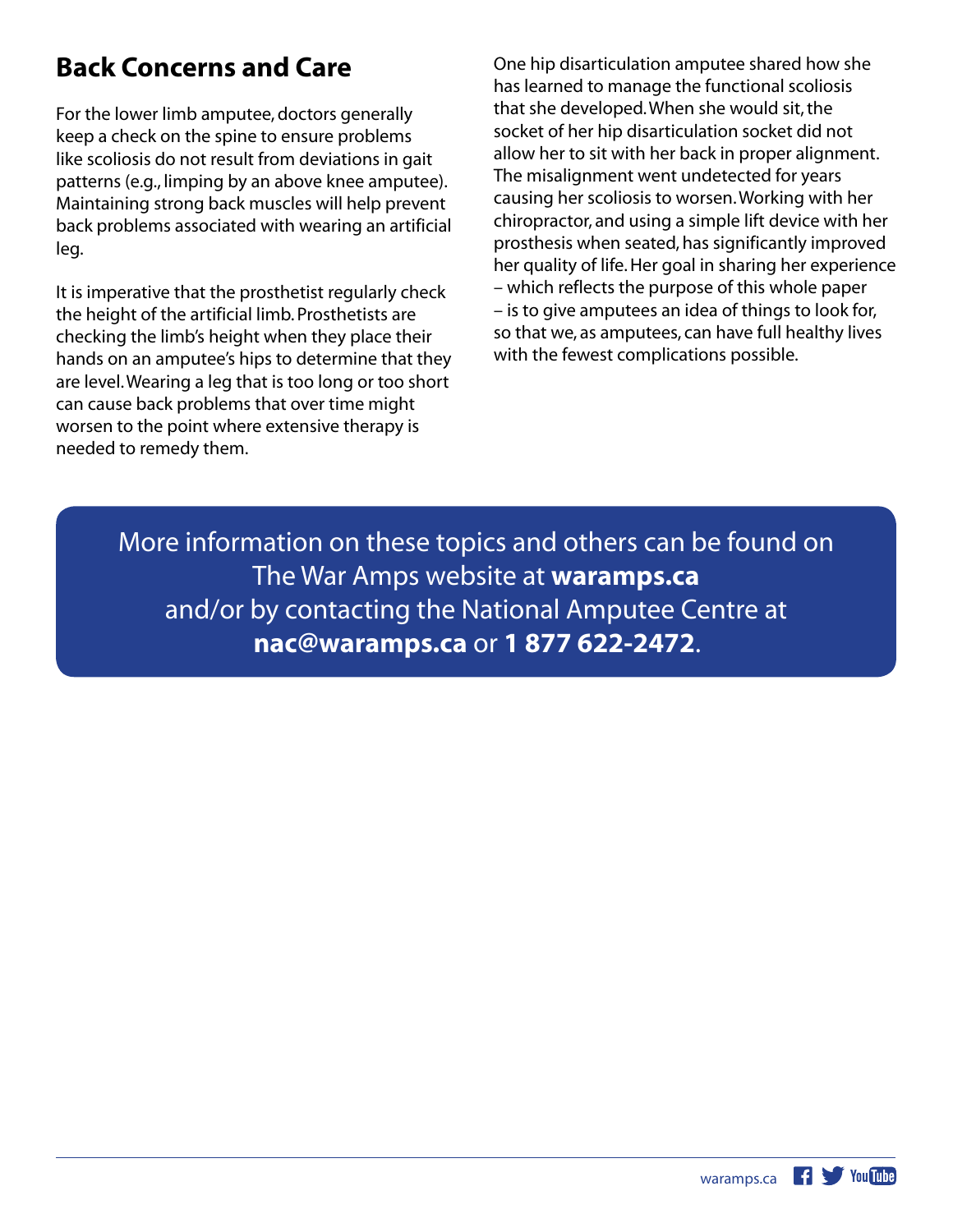## Back Concerns and Care

For the lower limb amputee, doctors generally keep a check on the spine to ensure problems like scoliosis do not result from deviations in gait patterns (e.g., limping by an above knee amputee). Maintaining strong back muscles will help prevent back problems associated with wearing an artificial leg.

It is imperative that the prosthetist regularly check the height of the artificial limb. Prosthetists are checking the limb's height when they place their hands on an amputee's hips to determine that they are level. Wearing a leg that is too long or too short can cause back problems that over time might worsen to the point where extensive therapy is needed to remedy them.

One hip disarticulation amputee shared how she has learned to manage the functional scoliosis that she developed. When she would sit, the socket of her hip disarticulation socket did not allow her to sit with her back in proper alignment. The misalignment went undetected for years causing her scoliosis to worsen. Working with her chiropractor, and using a simple lift device with her prosthesis when seated, has significantly improved her quality of life. Her goal in sharing her experience – which reflects the purpose of this whole paper – is to give amputees an idea of things to look for, so that we, as amputees, can have full healthy lives with the fewest complications possible.

More information on these topics and others can be found on The War Amps website at **waramps.ca** and/or by contacting the National Amputee Centre at **nac@waramps.ca** or **1 877 622-2472**.